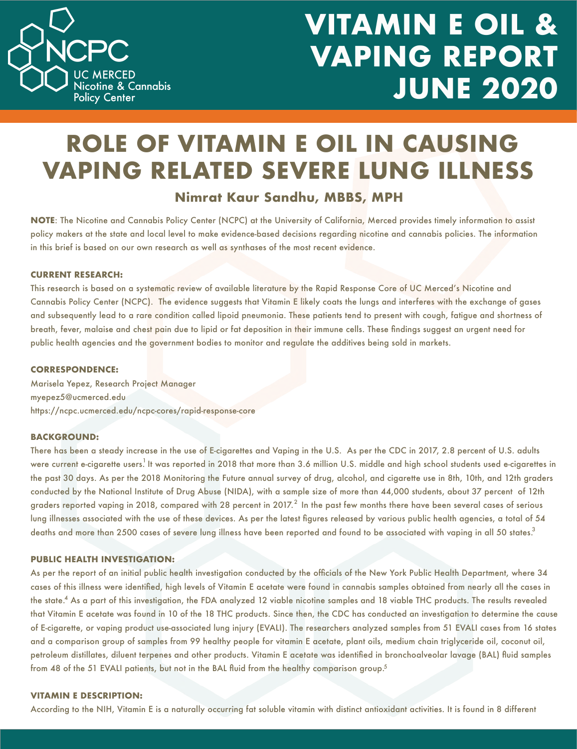NCPC
UC MERCED
Nicotine & Cannabis
Policy Center

# VITAMIN E OIL & VAPING REPORT JUNE 2020

# ROLE OF VITAMIN E OIL IN CAUSING VAPING RELATED SEVERE LUNG ILLNESS

### Nimrat Kaur Sandhu, MBBS, MPH

**NOTE**: The Nicotine and Cannabis Policy Center (NCPC) at the University of California, Merced provides timely information to assist policy makers at the state and local level to make evidence-based decisions regarding nicotine and cannabis policies. The information in this brief is based on our own research as well as synthases of the most recent evidence.

**CURRENT RESEARCH:**

This research is based on a systematic review of available literature by the Rapid Response Core of UC Merced's Nicotine and Cannabis Policy Center (NCPC). The evidence suggests that Vitamin E likely coats the lungs and interferes with the exchange of gases and subsequently lead to a rare condition called lipoid pneumonia. These patients tend to present with cough, fatigue and shortness of breath, fever, malaise and chest pain due to lipid or fat deposition in their immune cells. These findings suggest an urgent need for public health agencies and the government bodies to monitor and regulate the additives being sold in markets.

**CORRESPONDENCE:**

Marisela Yepez, Research Project Manager
myepez5@ucmerced.edu
https://ncpc.ucmerced.edu/ncpc-cores/rapid-response-core

**BACKGROUND:**

There has been a steady increase in the use of E-cigarettes and Vaping in the U.S. As per the CDC in 2017, 2.8 percent of U.S. adults were current e-cigarette users.[1] It was reported in 2018 that more than 3.6 million U.S. middle and high school students used e-cigarettes in the past 30 days. As per the 2018 Monitoring the Future annual survey of drug, alcohol, and cigarette use in 8th, 10th, and 12th graders conducted by the National Institute of Drug Abuse (NIDA), with a sample size of more than 44,000 students, about 37 percent of 12th graders reported vaping in 2018, compared with 28 percent in 2017.[2] In the past few months there have been several cases of serious lung illnesses associated with the use of these devices. As per the latest figures released by various public health agencies, a total of 54 deaths and more than 2500 cases of severe lung illness have been reported and found to be associated with vaping in all 50 states.[3]

**PUBLIC HEALTH INVESTIGATION:**

As per the report of an initial public health investigation conducted by the officials of the New York Public Health Department, where 34 cases of this illness were identified, high levels of Vitamin E acetate were found in cannabis samples obtained from nearly all the cases in the state.[4] As a part of this investigation, the FDA analyzed 12 viable nicotine samples and 18 viable THC products. The results revealed that Vitamin E acetate was found in 10 of the 18 THC products. Since then, the CDC has conducted an investigation to determine the cause of E-cigarette, or vaping product use-associated lung injury (EVALI). The researchers analyzed samples from 51 EVALI cases from 16 states and a comparison group of samples from 99 healthy people for vitamin E acetate, plant oils, medium chain triglyceride oil, coconut oil, petroleum distillates, diluent terpenes and other products. Vitamin E acetate was identified in bronchoalveolar lavage (BAL) fluid samples from 48 of the 51 EVALI patients, but not in the BAL fluid from the healthy comparison group.[5]

**VITAMIN E DESCRIPTION:**

According to the NIH, Vitamin E is a naturally occurring fat soluble vitamin with distinct antioxidant activities. It is found in 8 different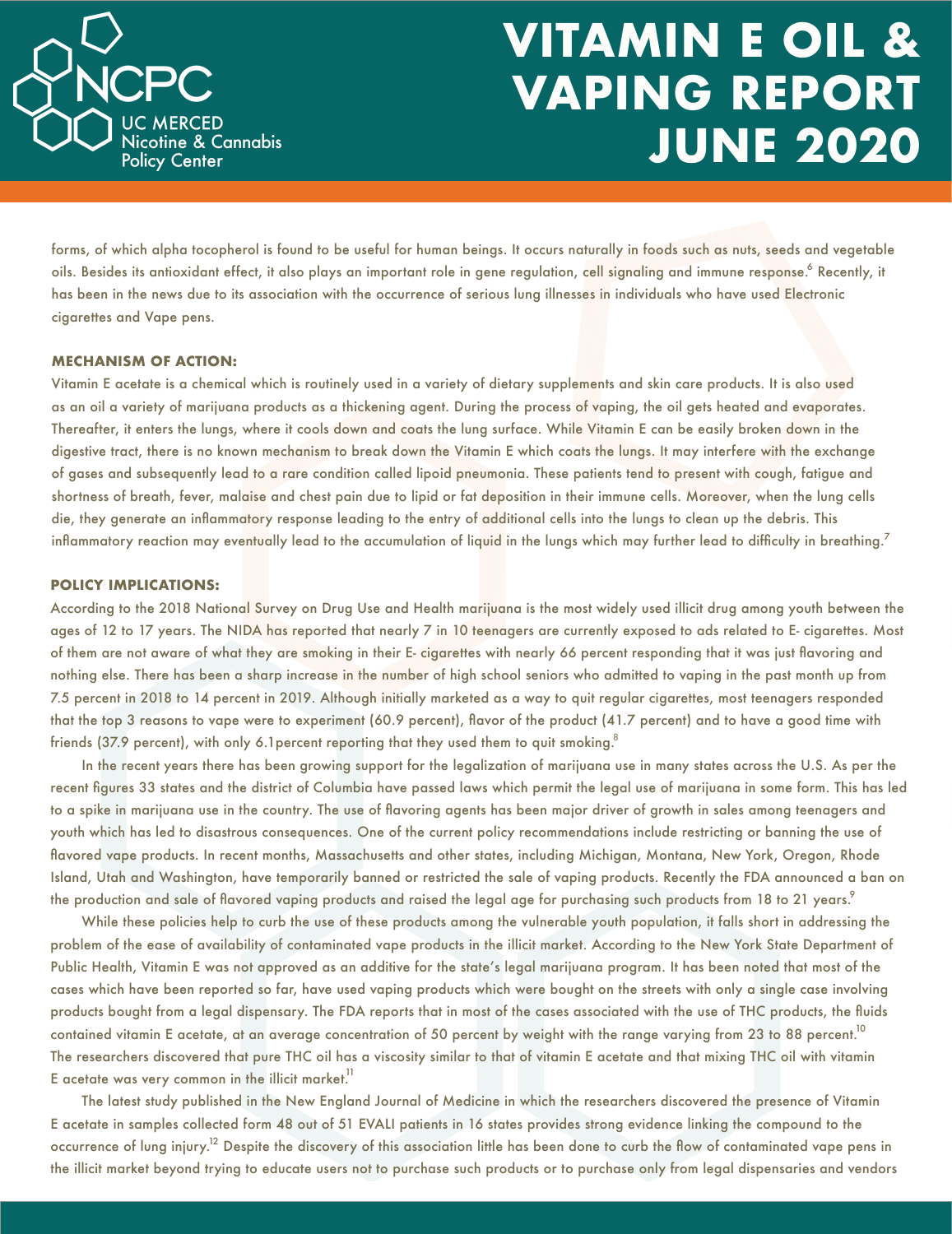forms, of which alpha tocopherol is found to be useful for human beings. It occurs naturally in foods such as nuts, seeds and vegetable oils. Besides its antioxidant effect, it also plays an important role in gene regulation, cell signaling and immune response.[6] Recently, it has been in the news due to its association with the occurrence of serious lung illnesses in individuals who have used Electronic cigarettes and Vape pens.

**MECHANISM OF ACTION:**

Vitamin E acetate is a chemical which is routinely used in a variety of dietary supplements and skin care products. It is also used as an oil a variety of marijuana products as a thickening agent. During the process of vaping, the oil gets heated and evaporates. Thereafter, it enters the lungs, where it cools down and coats the lung surface. While Vitamin E can be easily broken down in the digestive tract, there is no known mechanism to break down the Vitamin E which coats the lungs. It may interfere with the exchange of gases and subsequently lead to a rare condition called lipoid pneumonia. These patients tend to present with cough, fatigue and shortness of breath, fever, malaise and chest pain due to lipid or fat deposition in their immune cells. Moreover, when the lung cells die, they generate an inflammatory response leading to the entry of additional cells into the lungs to clean up the debris. This inflammatory reaction may eventually lead to the accumulation of liquid in the lungs which may further lead to difficulty in breathing.[7]

**POLICY IMPLICATIONS:**

According to the 2018 National Survey on Drug Use and Health marijuana is the most widely used illicit drug among youth between the ages of 12 to 17 years. The NIDA has reported that nearly 7 in 10 teenagers are currently exposed to ads related to E- cigarettes. Most of them are not aware of what they are smoking in their E- cigarettes with nearly 66 percent responding that it was just flavoring and nothing else. There has been a sharp increase in the number of high school seniors who admitted to vaping in the past month up from 7.5 percent in 2018 to 14 percent in 2019. Although initially marketed as a way to quit regular cigarettes, most teenagers responded that the top 3 reasons to vape were to experiment (60.9 percent), flavor of the product (41.7 percent) and to have a good time with friends (37.9 percent), with only 6.1percent reporting that they used them to quit smoking.[8]

In the recent years there has been growing support for the legalization of marijuana use in many states across the U.S. As per the recent figures 33 states and the district of Columbia have passed laws which permit the legal use of marijuana in some form. This has led to a spike in marijuana use in the country. The use of flavoring agents has been major driver of growth in sales among teenagers and youth which has led to disastrous consequences. One of the current policy recommendations include restricting or banning the use of flavored vape products. In recent months, Massachusetts and other states, including Michigan, Montana, New York, Oregon, Rhode Island, Utah and Washington, have temporarily banned or restricted the sale of vaping products. Recently the FDA announced a ban on the production and sale of flavored vaping products and raised the legal age for purchasing such products from 18 to 21 years.[9]

While these policies help to curb the use of these products among the vulnerable youth population, it falls short in addressing the problem of the ease of availability of contaminated vape products in the illicit market. According to the New York State Department of Public Health, Vitamin E was not approved as an additive for the state's legal marijuana program. It has been noted that most of the cases which have been reported so far, have used vaping products which were bought on the streets with only a single case involving products bought from a legal dispensary. The FDA reports that in most of the cases associated with the use of THC products, the fluids contained vitamin E acetate, at an average concentration of 50 percent by weight with the range varying from 23 to 88 percent.[10] The researchers discovered that pure THC oil has a viscosity similar to that of vitamin E acetate and that mixing THC oil with vitamin E acetate was very common in the illicit market.[11]

The latest study published in the New England Journal of Medicine in which the researchers discovered the presence of Vitamin E acetate in samples collected form 48 out of 51 EVALI patients in 16 states provides strong evidence linking the compound to the occurrence of lung injury.[12] Despite the discovery of this association little has been done to curb the flow of contaminated vape pens in the illicit market beyond trying to educate users not to purchase such products or to purchase only from legal dispensaries and vendors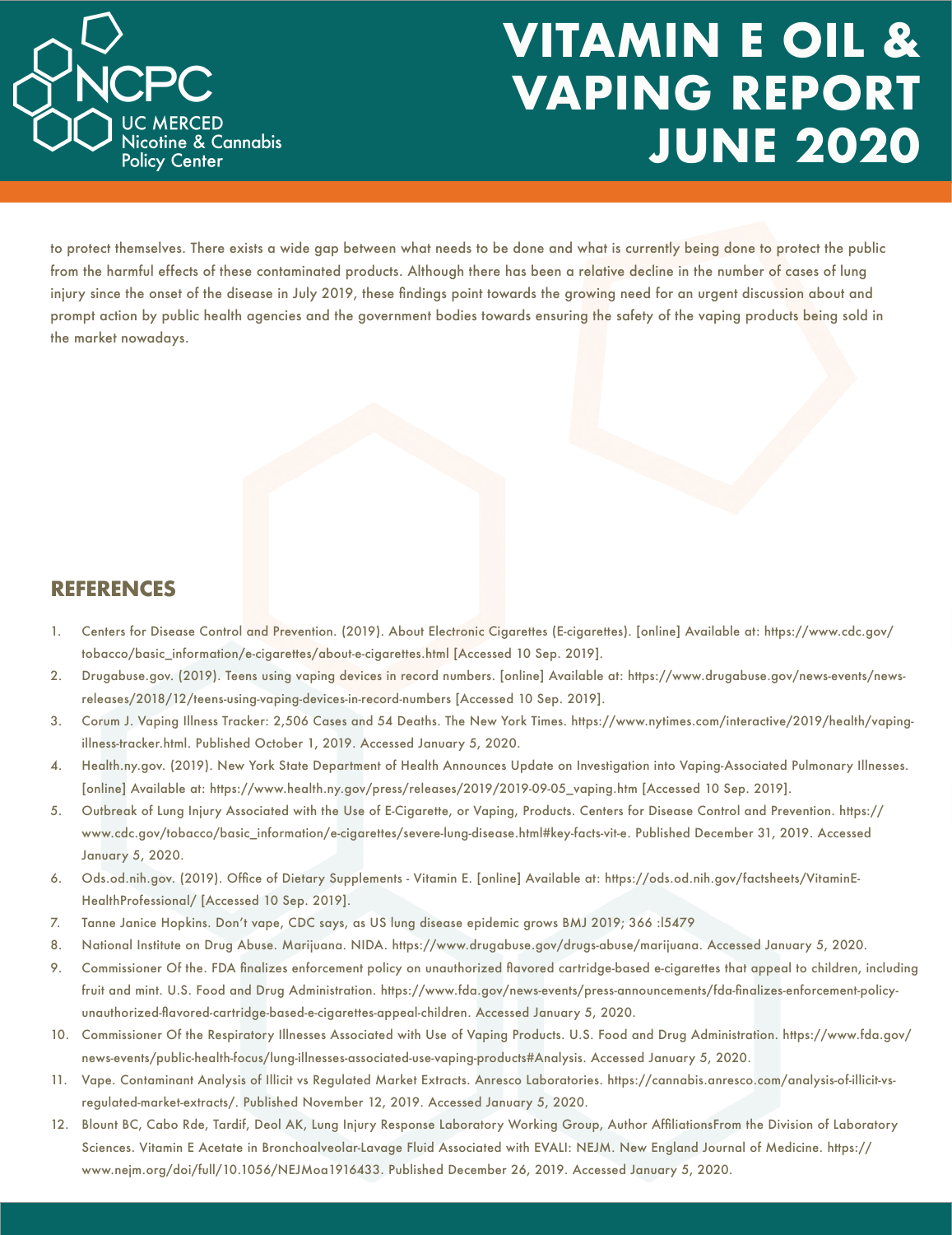to protect themselves. There exists a wide gap between what needs to be done and what is currently being done to protect the public from the harmful effects of these contaminated products. Although there has been a relative decline in the number of cases of lung injury since the onset of the disease in July 2019, these findings point towards the growing need for an urgent discussion about and prompt action by public health agencies and the government bodies towards ensuring the safety of the vaping products being sold in the market nowadays.

## REFERENCES

1. Centers for Disease Control and Prevention. (2019). About Electronic Cigarettes (E-cigarettes). [online] Available at: https://www.cdc.gov/tobacco/basic_information/e-cigarettes/about-e-cigarettes.html [Accessed 10 Sep. 2019].
2. Drugabuse.gov. (2019). Teens using vaping devices in record numbers. [online] Available at: https://www.drugabuse.gov/news-events/news-releases/2018/12/teens-using-vaping-devices-in-record-numbers [Accessed 10 Sep. 2019].
3. Corum J. Vaping Illness Tracker: 2,506 Cases and 54 Deaths. The New York Times. https://www.nytimes.com/interactive/2019/health/vaping-illness-tracker.html. Published October 1, 2019. Accessed January 5, 2020.
4. Health.ny.gov. (2019). New York State Department of Health Announces Update on Investigation into Vaping-Associated Pulmonary Illnesses. [online] Available at: https://www.health.ny.gov/press/releases/2019/2019-09-05_vaping.htm [Accessed 10 Sep. 2019].
5. Outbreak of Lung Injury Associated with the Use of E-Cigarette, or Vaping, Products. Centers for Disease Control and Prevention. https://www.cdc.gov/tobacco/basic_information/e-cigarettes/severe-lung-disease.html#key-facts-vit-e. Published December 31, 2019. Accessed January 5, 2020.
6. Ods.od.nih.gov. (2019). Office of Dietary Supplements - Vitamin E. [online] Available at: https://ods.od.nih.gov/factsheets/VitaminE-HealthProfessional/ [Accessed 10 Sep. 2019].
7. Tanne Janice Hopkins. Don't vape, CDC says, as US lung disease epidemic grows BMJ 2019; 366 :l5479
8. National Institute on Drug Abuse. Marijuana. NIDA. https://www.drugabuse.gov/drugs-abuse/marijuana. Accessed January 5, 2020.
9. Commissioner Of the. FDA finalizes enforcement policy on unauthorized flavored cartridge-based e-cigarettes that appeal to children, including fruit and mint. U.S. Food and Drug Administration. https://www.fda.gov/news-events/press-announcements/fda-finalizes-enforcement-policy-unauthorized-flavored-cartridge-based-e-cigarettes-appeal-children. Accessed January 5, 2020.
10. Commissioner Of the Respiratory Illnesses Associated with Use of Vaping Products. U.S. Food and Drug Administration. https://www.fda.gov/news-events/public-health-focus/lung-illnesses-associated-use-vaping-products#Analysis. Accessed January 5, 2020.
11. Vape. Contaminant Analysis of Illicit vs Regulated Market Extracts. Anresco Laboratories. https://cannabis.anresco.com/analysis-of-illicit-vs-regulated-market-extracts/. Published November 12, 2019. Accessed January 5, 2020.
12. Blount BC, Cabo Rde, Tardif, Deol AK, Lung Injury Response Laboratory Working Group, Author AffiliationsFrom the Division of Laboratory Sciences. Vitamin E Acetate in Bronchoalveolar-Lavage Fluid Associated with EVALI: NEJM. New England Journal of Medicine. https://www.nejm.org/doi/full/10.1056/NEJMoa1916433. Published December 26, 2019. Accessed January 5, 2020.